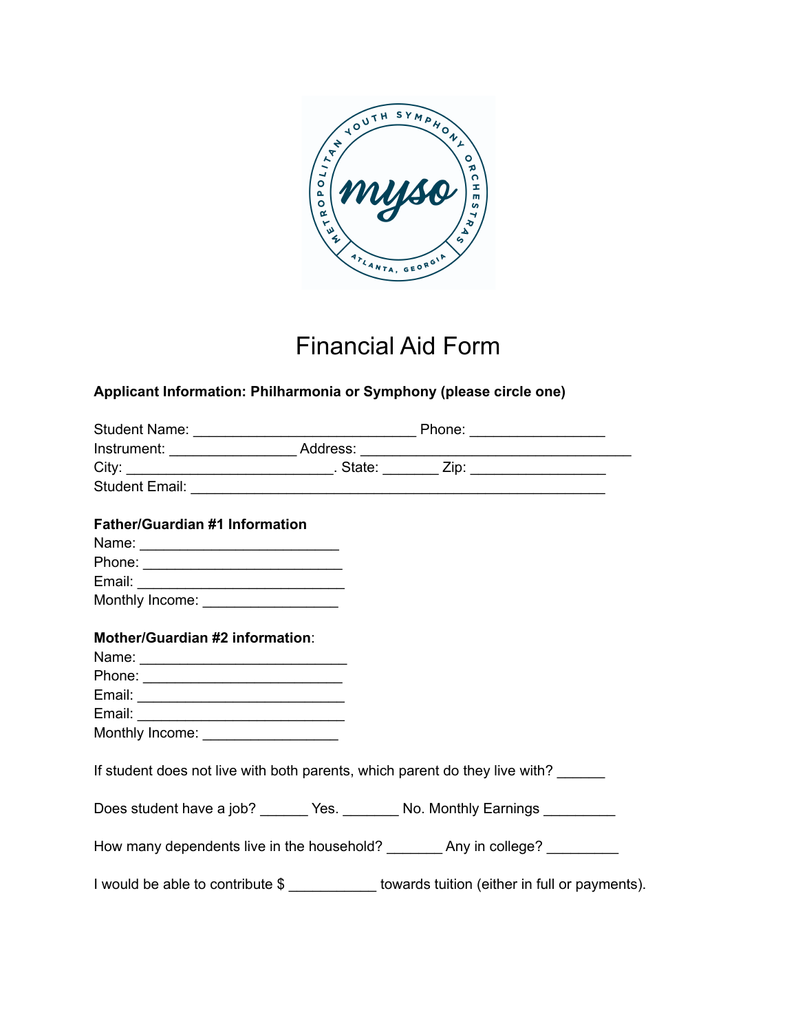# Financial Aid Form

**Applicant Information: Philharmonia or Symphony (please circle one)**

Student Name: ____________________________ Phone: _________________
Instrument: ________________ Address: __________________________________
City: __________________________. State: _______ Zip: _________________
Student Email: ____________________________________________________

**Father/Guardian #1 Information**

Name: _________________________
Phone: _________________________
Email: __________________________
Monthly Income: _________________

**Mother/Guardian #2 information**:

Name: __________________________
Phone: _________________________
Email: __________________________
Email: __________________________
Monthly Income: _________________

If student does not live with both parents, which parent do they live with? ______

Does student have a job? ______ Yes. _______ No. Monthly Earnings _________

How many dependents live in the household? _______ Any in college? _________

I would be able to contribute $ ___________ towards tuition (either in full or payments).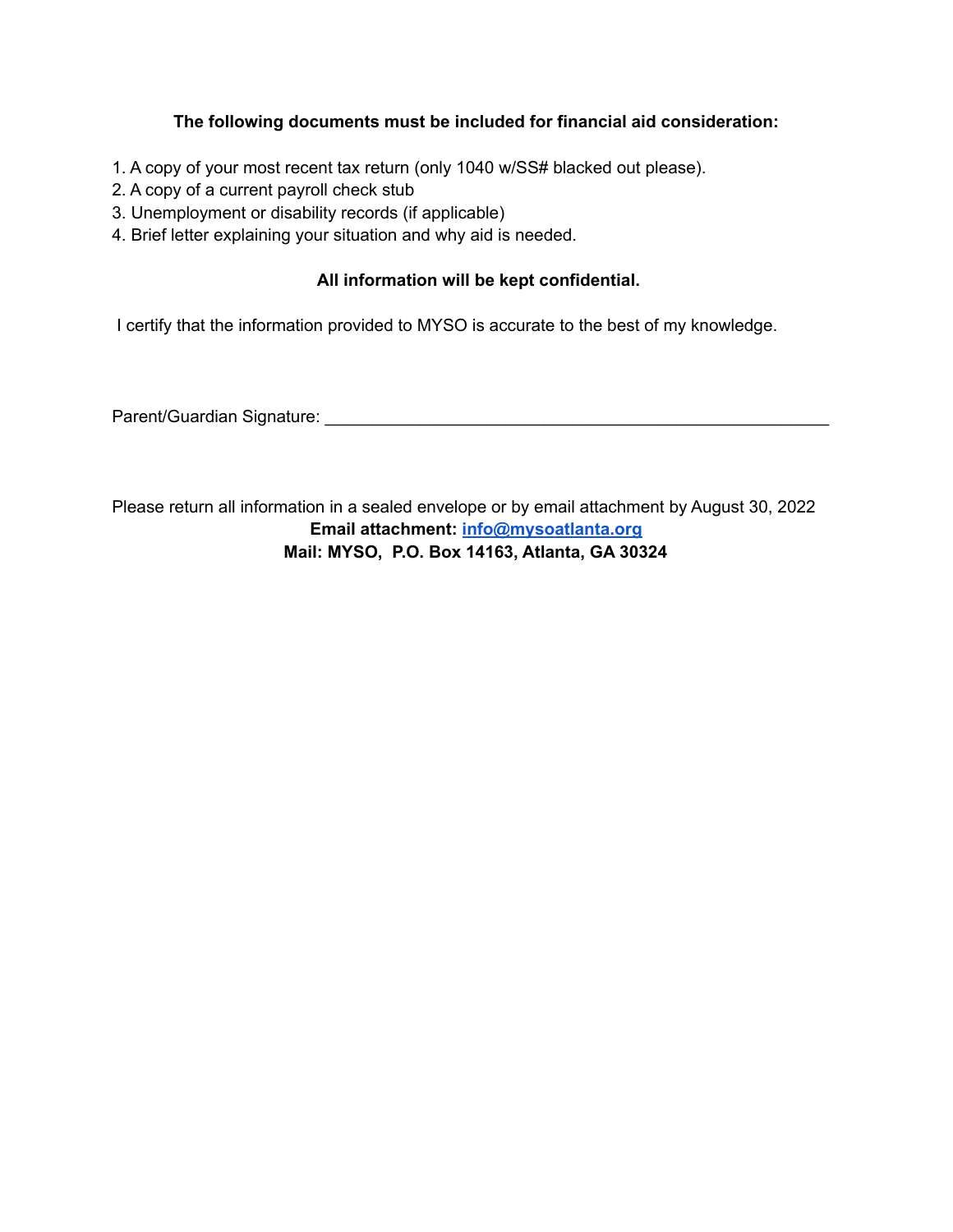**The following documents must be included for financial aid consideration:**

1. A copy of your most recent tax return (only 1040 w/SS# blacked out please).
2. A copy of a current payroll check stub
3. Unemployment or disability records (if applicable)
4. Brief letter explaining your situation and why aid is needed.

**All information will be kept confidential.**

I certify that the information provided to MYSO is accurate to the best of my knowledge.

Parent/Guardian Signature: ______________________________________________________

Please return all information in a sealed envelope or by email attachment by August 30, 2022

**Email attachment: info@mysoatlanta.org**

**Mail: MYSO, P.O. Box 14163, Atlanta, GA 30324**